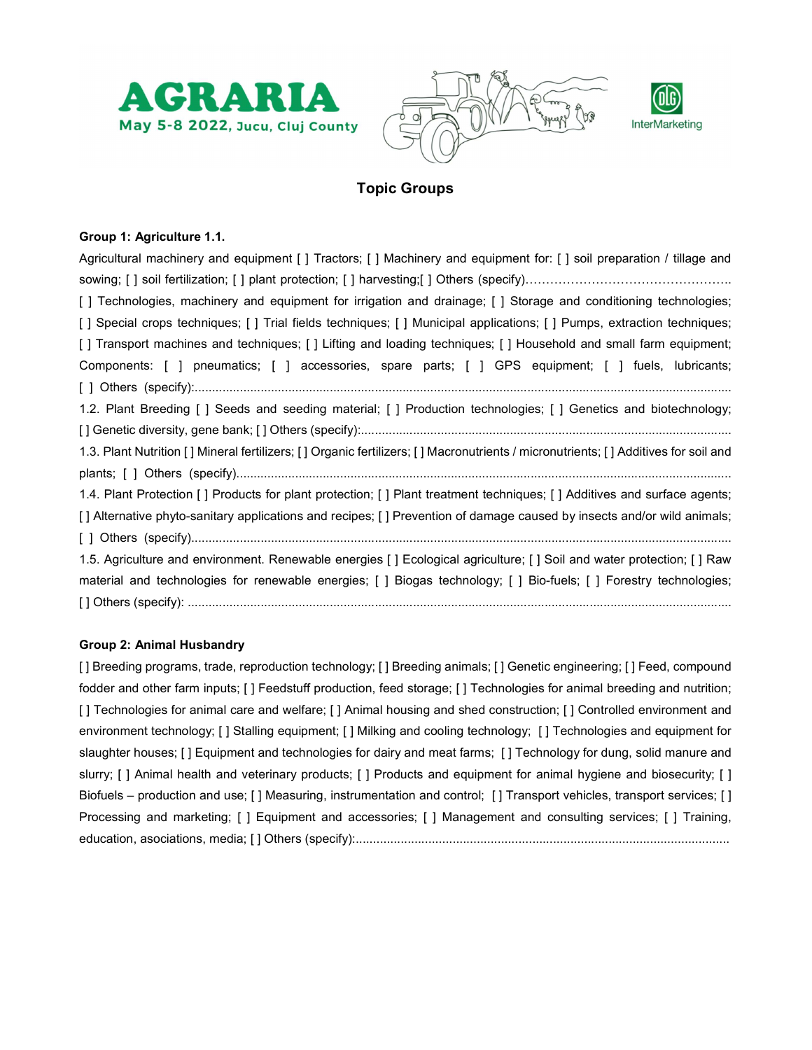AGRARIA

May 5-8 2022, Jucu, Cluj County

InterMarketing

## Topic Groups

**Group 1: Agriculture 1.1.**

Agricultural machinery and equipment [ ] Tractors; [ ] Machinery and equipment for: [ ] soil preparation / tillage and sowing; [ ] soil fertilization; [ ] plant protection; [ ] harvesting;[ ] Others (specify)…………………………………………..

[ ] Technologies, machinery and equipment for irrigation and drainage; [ ] Storage and conditioning technologies; [ ] Special crops techniques; [ ] Trial fields techniques; [ ] Municipal applications; [ ] Pumps, extraction techniques; [ ] Transport machines and techniques; [ ] Lifting and loading techniques; [ ] Household and small farm equipment; Components: [ ] pneumatics; [ ] accessories, spare parts; [ ] GPS equipment; [ ] fuels, lubricants; [ ] Others (specify):...........................................................................................................................................

1.2. Plant Breeding [ ] Seeds and seeding material; [ ] Production technologies; [ ] Genetics and biotechnology; [ ] Genetic diversity, gene bank; [ ] Others (specify):..........................................................................................

1.3. Plant Nutrition [ ] Mineral fertilizers; [ ] Organic fertilizers; [ ] Macronutrients / micronutrients; [ ] Additives for soil and plants; [ ] Others (specify)...............................................................................................................................

1.4. Plant Protection [ ] Products for plant protection; [ ] Plant treatment techniques; [ ] Additives and surface agents; [ ] Alternative phyto-sanitary applications and recipes; [ ] Prevention of damage caused by insects and/or wild animals; [ ] Others (specify)..........................................................................................................................................

1.5. Agriculture and environment. Renewable energies [ ] Ecological agriculture; [ ] Soil and water protection; [ ] Raw material and technologies for renewable energies; [ ] Biogas technology; [ ] Bio-fuels; [ ] Forestry technologies; [ ] Others (specify): ...........................................................................................................................................

**Group 2: Animal Husbandry**

[ ] Breeding programs, trade, reproduction technology; [ ] Breeding animals; [ ] Genetic engineering; [ ] Feed, compound fodder and other farm inputs; [ ] Feedstuff production, feed storage; [ ] Technologies for animal breeding and nutrition; [ ] Technologies for animal care and welfare; [ ] Animal housing and shed construction; [ ] Controlled environment and environment technology; [ ] Stalling equipment; [ ] Milking and cooling technology; [ ] Technologies and equipment for slaughter houses; [ ] Equipment and technologies for dairy and meat farms; [ ] Technology for dung, solid manure and slurry; [ ] Animal health and veterinary products; [ ] Products and equipment for animal hygiene and biosecurity; [ ] Biofuels – production and use; [ ] Measuring, instrumentation and control; [ ] Transport vehicles, transport services; [ ] Processing and marketing; [ ] Equipment and accessories; [ ] Management and consulting services; [ ] Training, education, asociations, media; [ ] Others (specify):...........................................................................................................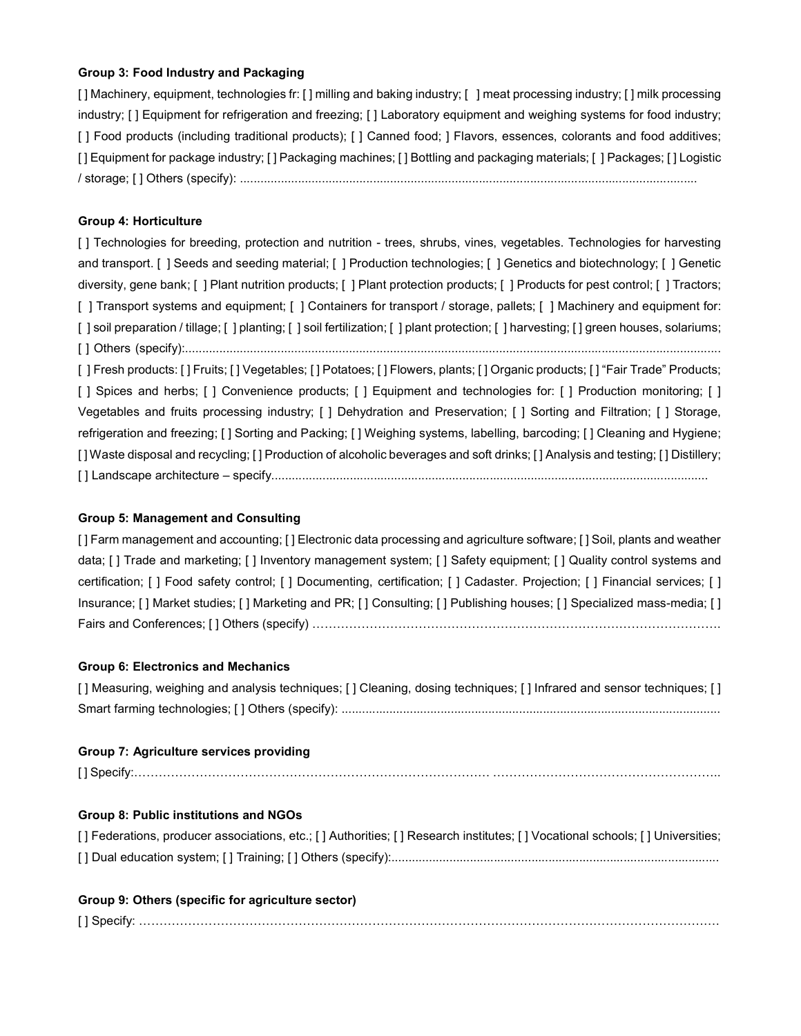**Group 3: Food Industry and Packaging**

[ ] Machinery, equipment, technologies fr: [ ] milling and baking industry; [ ] meat processing industry; [ ] milk processing industry; [ ] Equipment for refrigeration and freezing; [ ] Laboratory equipment and weighing systems for food industry; [ ] Food products (including traditional products); [ ] Canned food; ] Flavors, essences, colorants and food additives; [ ] Equipment for package industry; [ ] Packaging machines; [ ] Bottling and packaging materials; [ ] Packages; [ ] Logistic / storage; [ ] Others (specify): ......................................................................................................................................

**Group 4: Horticulture**

[ ] Technologies for breeding, protection and nutrition - trees, shrubs, vines, vegetables. Technologies for harvesting and transport. [ ] Seeds and seeding material; [ ] Production technologies; [ ] Genetics and biotechnology; [ ] Genetic diversity, gene bank; [ ] Plant nutrition products; [ ] Plant protection products; [ ] Products for pest control; [ ] Tractors; [ ] Transport systems and equipment; [ ] Containers for transport / storage, pallets; [ ] Machinery and equipment for: [ ] soil preparation / tillage; [ ] planting; [ ] soil fertilization; [ ] plant protection; [ ] harvesting; [ ] green houses, solariums; [ ] Others (specify):.............................................................................................................................................

[ ] Fresh products: [ ] Fruits; [ ] Vegetables; [ ] Potatoes; [ ] Flowers, plants; [ ] Organic products; [ ] "Fair Trade" Products; [ ] Spices and herbs; [ ] Convenience products; [ ] Equipment and technologies for: [ ] Production monitoring; [ ] Vegetables and fruits processing industry; [ ] Dehydration and Preservation; [ ] Sorting and Filtration; [ ] Storage, refrigeration and freezing; [ ] Sorting and Packing; [ ] Weighing systems, labelling, barcoding; [ ] Cleaning and Hygiene; [ ] Waste disposal and recycling; [ ] Production of alcoholic beverages and soft drinks; [ ] Analysis and testing; [ ] Distillery; [ ] Landscape architecture – specify..............................................................................................................................

**Group 5: Management and Consulting**

[ ] Farm management and accounting; [ ] Electronic data processing and agriculture software; [ ] Soil, plants and weather data; [ ] Trade and marketing; [ ] Inventory management system; [ ] Safety equipment; [ ] Quality control systems and certification; [ ] Food safety control; [ ] Documenting, certification; [ ] Cadaster. Projection; [ ] Financial services; [ ] Insurance; [ ] Market studies; [ ] Marketing and PR; [ ] Consulting; [ ] Publishing houses; [ ] Specialized mass-media; [ ] Fairs and Conferences; [ ] Others (specify) ……………………………………………………………………………………….

**Group 6: Electronics and Mechanics**

[ ] Measuring, weighing and analysis techniques; [ ] Cleaning, dosing techniques; [ ] Infrared and sensor techniques; [ ] Smart farming technologies; [ ] Others (specify): ..............................................................................................................

**Group 7: Agriculture services providing**

[ ] Specify:…………………………………………………………………………… ………………………………………………..

**Group 8: Public institutions and NGOs**

[ ] Federations, producer associations, etc.; [ ] Authorities; [ ] Research institutes; [ ] Vocational schools; [ ] Universities; [ ] Dual education system; [ ] Training; [ ] Others (specify):..............................................................................................

**Group 9: Others (specific for agriculture sector)**

[ ] Specify: ……………………………………………………………………………………………………………………………